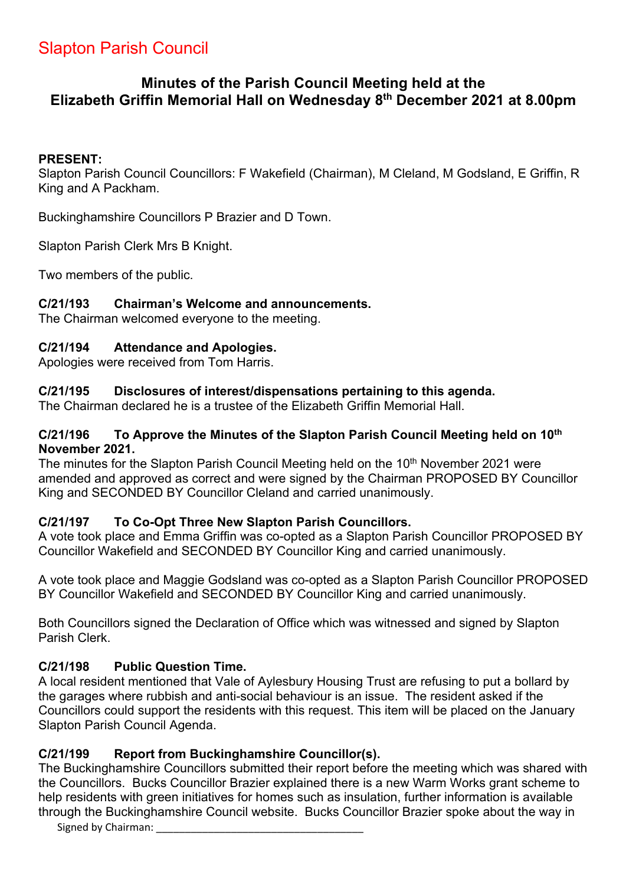# Slapton Parish Council

## Minutes of the Parish Council Meeting held at the Elizabeth Griffin Memorial Hall on Wednesday 8th December 2021 at 8.00pm

**PRESENT:**
Slapton Parish Council Councillors: F Wakefield (Chairman), M Cleland, M Godsland, E Griffin, R King and A Packham.

Buckinghamshire Councillors P Brazier and D Town.

Slapton Parish Clerk Mrs B Knight.

Two members of the public.

### C/21/193 Chairman's Welcome and announcements.

The Chairman welcomed everyone to the meeting.

### C/21/194 Attendance and Apologies.

Apologies were received from Tom Harris.

### C/21/195 Disclosures of interest/dispensations pertaining to this agenda.

The Chairman declared he is a trustee of the Elizabeth Griffin Memorial Hall.

### C/21/196 To Approve the Minutes of the Slapton Parish Council Meeting held on 10th November 2021.

The minutes for the Slapton Parish Council Meeting held on the 10th November 2021 were amended and approved as correct and were signed by the Chairman PROPOSED BY Councillor King and SECONDED BY Councillor Cleland and carried unanimously.

### C/21/197 To Co-Opt Three New Slapton Parish Councillors.

A vote took place and Emma Griffin was co-opted as a Slapton Parish Councillor PROPOSED BY Councillor Wakefield and SECONDED BY Councillor King and carried unanimously.

A vote took place and Maggie Godsland was co-opted as a Slapton Parish Councillor PROPOSED BY Councillor Wakefield and SECONDED BY Councillor King and carried unanimously.

Both Councillors signed the Declaration of Office which was witnessed and signed by Slapton Parish Clerk.

### C/21/198 Public Question Time.

A local resident mentioned that Vale of Aylesbury Housing Trust are refusing to put a bollard by the garages where rubbish and anti-social behaviour is an issue. The resident asked if the Councillors could support the residents with this request. This item will be placed on the January Slapton Parish Council Agenda.

### C/21/199 Report from Buckinghamshire Councillor(s).

The Buckinghamshire Councillors submitted their report before the meeting which was shared with the Councillors. Bucks Councillor Brazier explained there is a new Warm Works grant scheme to help residents with green initiatives for homes such as insulation, further information is available through the Buckinghamshire Council website. Bucks Councillor Brazier spoke about the way in

Signed by Chairman: ___________________________________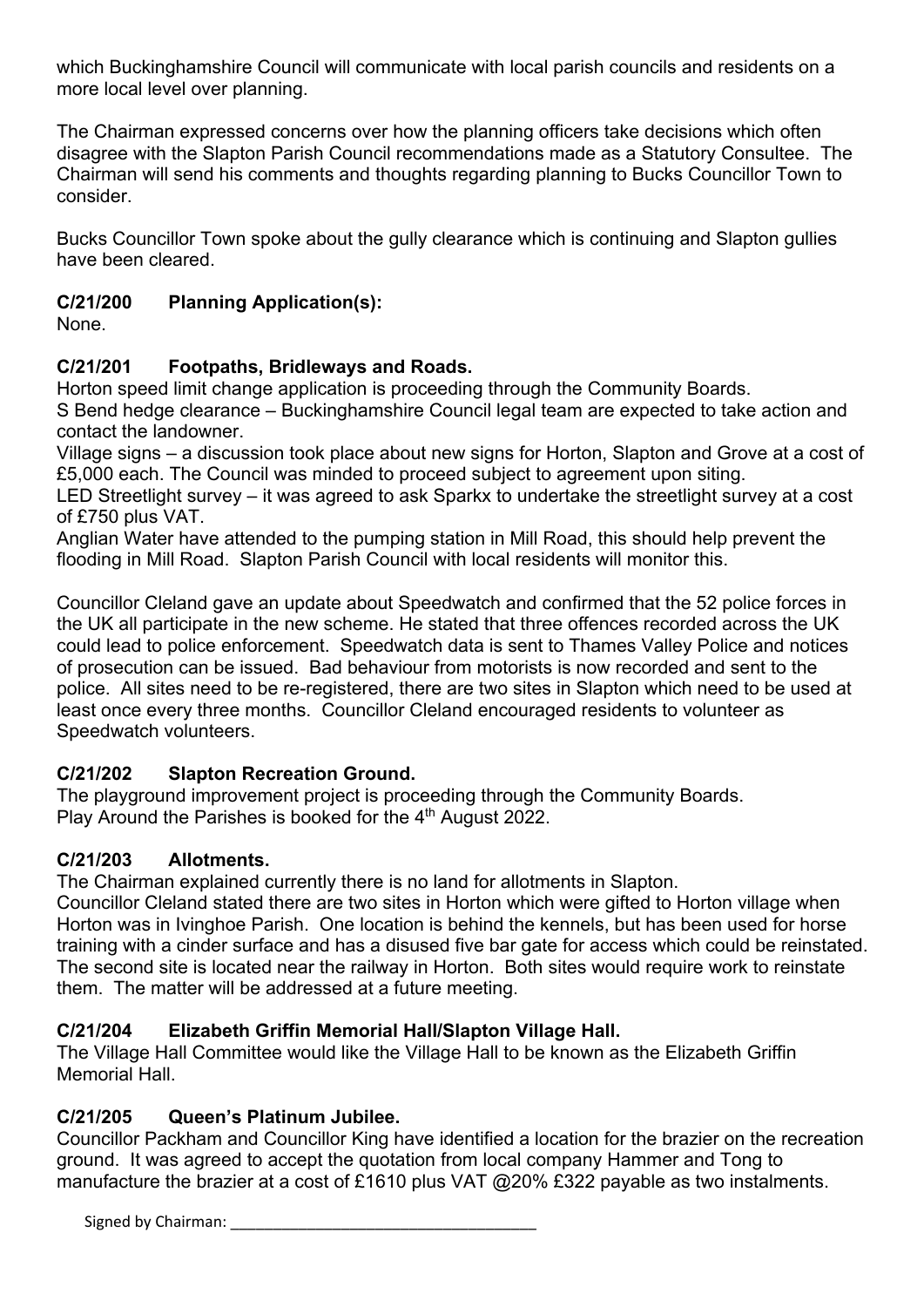which Buckinghamshire Council will communicate with local parish councils and residents on a more local level over planning.

The Chairman expressed concerns over how the planning officers take decisions which often disagree with the Slapton Parish Council recommendations made as a Statutory Consultee. The Chairman will send his comments and thoughts regarding planning to Bucks Councillor Town to consider.

Bucks Councillor Town spoke about the gully clearance which is continuing and Slapton gullies have been cleared.

### C/21/200 Planning Application(s):

None.

### C/21/201 Footpaths, Bridleways and Roads.

Horton speed limit change application is proceeding through the Community Boards.
S Bend hedge clearance – Buckinghamshire Council legal team are expected to take action and contact the landowner.
Village signs – a discussion took place about new signs for Horton, Slapton and Grove at a cost of £5,000 each. The Council was minded to proceed subject to agreement upon siting.
LED Streetlight survey – it was agreed to ask Sparkx to undertake the streetlight survey at a cost of £750 plus VAT.
Anglian Water have attended to the pumping station in Mill Road, this should help prevent the flooding in Mill Road. Slapton Parish Council with local residents will monitor this.

Councillor Cleland gave an update about Speedwatch and confirmed that the 52 police forces in the UK all participate in the new scheme. He stated that three offences recorded across the UK could lead to police enforcement. Speedwatch data is sent to Thames Valley Police and notices of prosecution can be issued. Bad behaviour from motorists is now recorded and sent to the police. All sites need to be re-registered, there are two sites in Slapton which need to be used at least once every three months. Councillor Cleland encouraged residents to volunteer as Speedwatch volunteers.

### C/21/202 Slapton Recreation Ground.

The playground improvement project is proceeding through the Community Boards.
Play Around the Parishes is booked for the 4th August 2022.

### C/21/203 Allotments.

The Chairman explained currently there is no land for allotments in Slapton.
Councillor Cleland stated there are two sites in Horton which were gifted to Horton village when Horton was in Ivinghoe Parish. One location is behind the kennels, but has been used for horse training with a cinder surface and has a disused five bar gate for access which could be reinstated. The second site is located near the railway in Horton. Both sites would require work to reinstate them. The matter will be addressed at a future meeting.

### C/21/204 Elizabeth Griffin Memorial Hall/Slapton Village Hall.

The Village Hall Committee would like the Village Hall to be known as the Elizabeth Griffin Memorial Hall.

### C/21/205 Queen's Platinum Jubilee.

Councillor Packham and Councillor King have identified a location for the brazier on the recreation ground. It was agreed to accept the quotation from local company Hammer and Tong to manufacture the brazier at a cost of £1610 plus VAT @20% £322 payable as two instalments.

Signed by Chairman: ___________________________________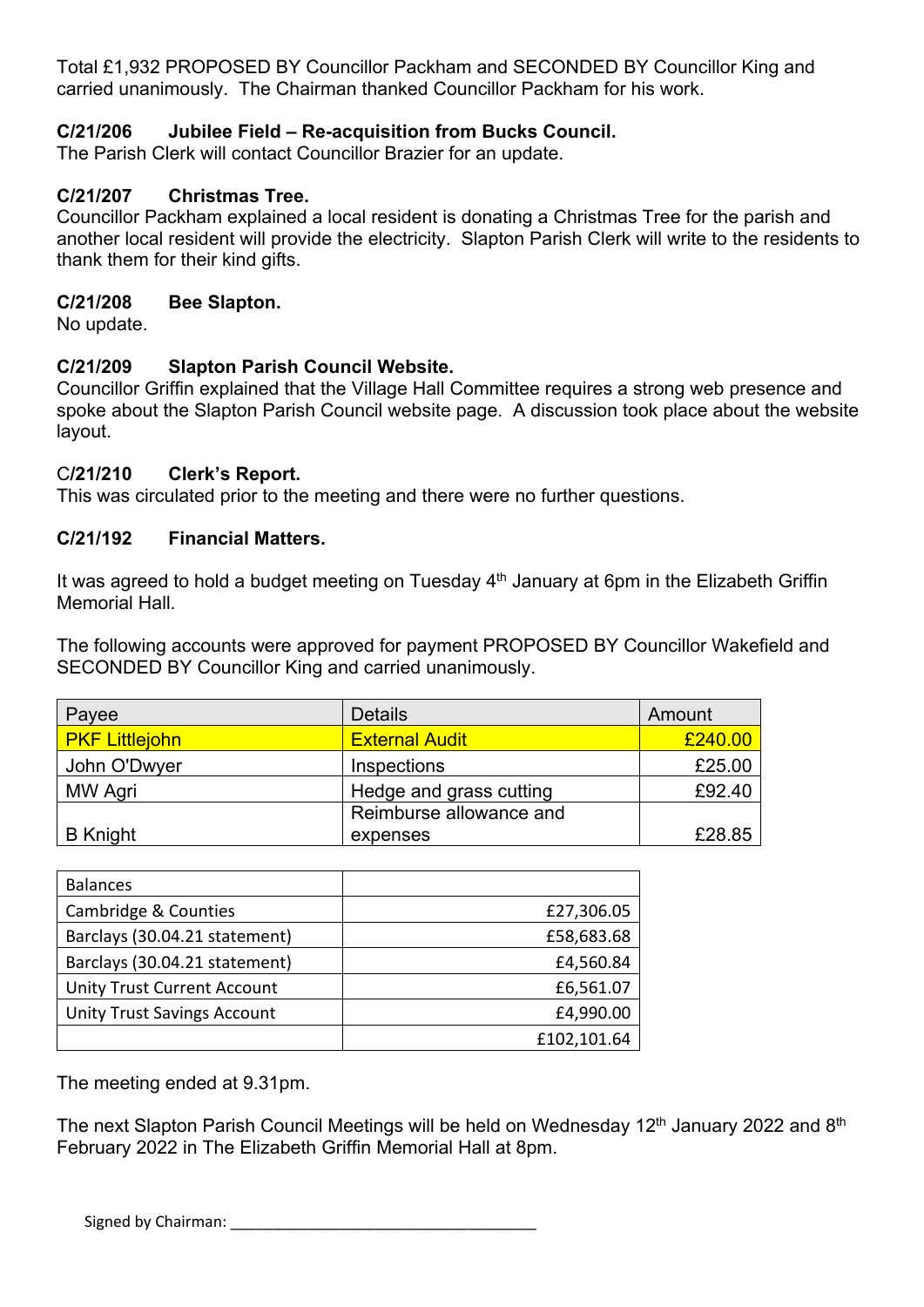Total £1,932 PROPOSED BY Councillor Packham and SECONDED BY Councillor King and carried unanimously. The Chairman thanked Councillor Packham for his work.

**C/21/206 Jubilee Field – Re-acquisition from Bucks Council.**
The Parish Clerk will contact Councillor Brazier for an update.

**C/21/207 Christmas Tree.**
Councillor Packham explained a local resident is donating a Christmas Tree for the parish and another local resident will provide the electricity. Slapton Parish Clerk will write to the residents to thank them for their kind gifts.

**C/21/208 Bee Slapton.**
No update.

**C/21/209 Slapton Parish Council Website.**
Councillor Griffin explained that the Village Hall Committee requires a strong web presence and spoke about the Slapton Parish Council website page. A discussion took place about the website layout.

C/**21/210 Clerk's Report.**
This was circulated prior to the meeting and there were no further questions.

**C/21/192 Financial Matters.**

It was agreed to hold a budget meeting on Tuesday 4th January at 6pm in the Elizabeth Griffin Memorial Hall.

The following accounts were approved for payment PROPOSED BY Councillor Wakefield and SECONDED BY Councillor King and carried unanimously.

| Payee | Details | Amount |
|---|---|---|
| PKF Littlejohn | External Audit | £240.00 |
| John O'Dwyer | Inspections | £25.00 |
| MW Agri | Hedge and grass cutting | £92.40 |
| B Knight | Reimburse allowance and expenses | £28.85 |

| | |
|---|---|
| Balances | |
| Cambridge & Counties | £27,306.05 |
| Barclays (30.04.21 statement) | £58,683.68 |
| Barclays (30.04.21 statement) | £4,560.84 |
| Unity Trust Current Account | £6,561.07 |
| Unity Trust Savings Account | £4,990.00 |
| | £102,101.64 |

The meeting ended at 9.31pm.

The next Slapton Parish Council Meetings will be held on Wednesday 12th January 2022 and 8th February 2022 in The Elizabeth Griffin Memorial Hall at 8pm.

Signed by Chairman: ___________________________________